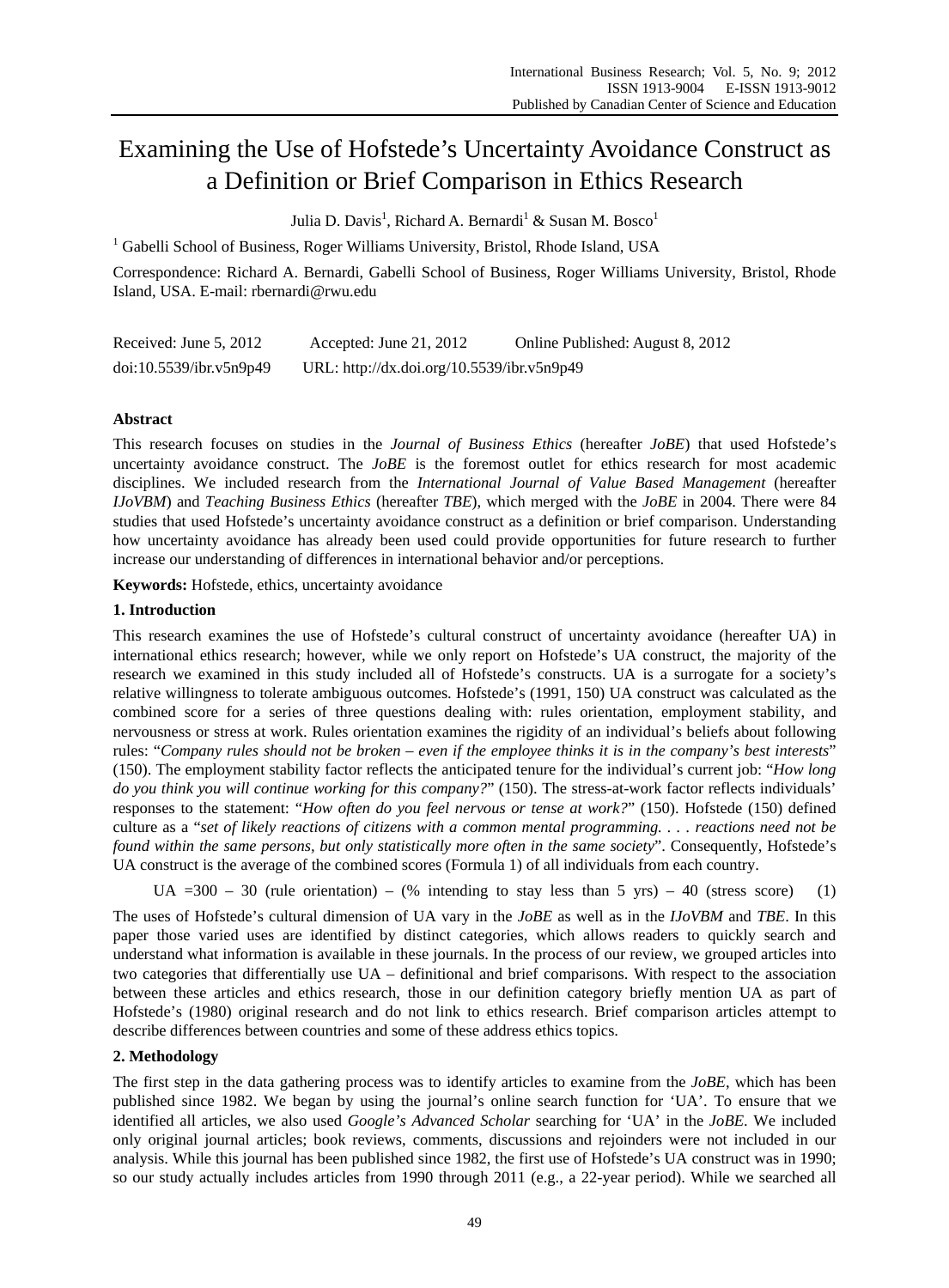# Examining the Use of Hofstede's Uncertainty Avoidance Construct as a Definition or Brief Comparison in Ethics Research

Julia D. Davis[1], Richard A. Bernardi[1] & Susan M. Bosco[1]

[1] Gabelli School of Business, Roger Williams University, Bristol, Rhode Island, USA

Correspondence: Richard A. Bernardi, Gabelli School of Business, Roger Williams University, Bristol, Rhode Island, USA. E-mail: rbernardi@rwu.edu

Received: June 5, 2012 Accepted: June 21, 2012 Online Published: August 8, 2012

doi:10.5539/ibr.v5n9p49 URL: http://dx.doi.org/10.5539/ibr.v5n9p49

## Abstract

This research focuses on studies in the *Journal of Business Ethics* (hereafter *JoBE*) that used Hofstede's uncertainty avoidance construct. The *JoBE* is the foremost outlet for ethics research for most academic disciplines. We included research from the *International Journal of Value Based Management* (hereafter *IJoVBM*) and *Teaching Business Ethics* (hereafter *TBE*), which merged with the *JoBE* in 2004. There were 84 studies that used Hofstede's uncertainty avoidance construct as a definition or brief comparison. Understanding how uncertainty avoidance has already been used could provide opportunities for future research to further increase our understanding of differences in international behavior and/or perceptions.

**Keywords:** Hofstede, ethics, uncertainty avoidance

## 1. Introduction

This research examines the use of Hofstede's cultural construct of uncertainty avoidance (hereafter UA) in international ethics research; however, while we only report on Hofstede's UA construct, the majority of the research we examined in this study included all of Hofstede's constructs. UA is a surrogate for a society's relative willingness to tolerate ambiguous outcomes. Hofstede's (1991, 150) UA construct was calculated as the combined score for a series of three questions dealing with: rules orientation, employment stability, and nervousness or stress at work. Rules orientation examines the rigidity of an individual's beliefs about following rules: "*Company rules should not be broken – even if the employee thinks it is in the company's best interests*" (150). The employment stability factor reflects the anticipated tenure for the individual's current job: "*How long do you think you will continue working for this company?*" (150). The stress-at-work factor reflects individuals' responses to the statement: "*How often do you feel nervous or tense at work?*" (150). Hofstede (150) defined culture as a "*set of likely reactions of citizens with a common mental programming. . . . reactions need not be found within the same persons, but only statistically more often in the same society*". Consequently, Hofstede's UA construct is the average of the combined scores (Formula 1) of all individuals from each country.

$$\text{UA} = 300 - 30\ (\text{rule orientation}) - (\%\ \text{intending to stay less than 5 yrs}) - 40\ (\text{stress score}) \quad (1)$$

The uses of Hofstede's cultural dimension of UA vary in the *JoBE* as well as in the *IJoVBM* and *TBE*. In this paper those varied uses are identified by distinct categories, which allows readers to quickly search and understand what information is available in these journals. In the process of our review, we grouped articles into two categories that differentially use UA – definitional and brief comparisons. With respect to the association between these articles and ethics research, those in our definition category briefly mention UA as part of Hofstede's (1980) original research and do not link to ethics research. Brief comparison articles attempt to describe differences between countries and some of these address ethics topics.

## 2. Methodology

The first step in the data gathering process was to identify articles to examine from the *JoBE*, which has been published since 1982. We began by using the journal's online search function for 'UA'. To ensure that we identified all articles, we also used *Google's Advanced Scholar* searching for 'UA' in the *JoBE*. We included only original journal articles; book reviews, comments, discussions and rejoinders were not included in our analysis. While this journal has been published since 1982, the first use of Hofstede's UA construct was in 1990; so our study actually includes articles from 1990 through 2011 (e.g., a 22-year period). While we searched all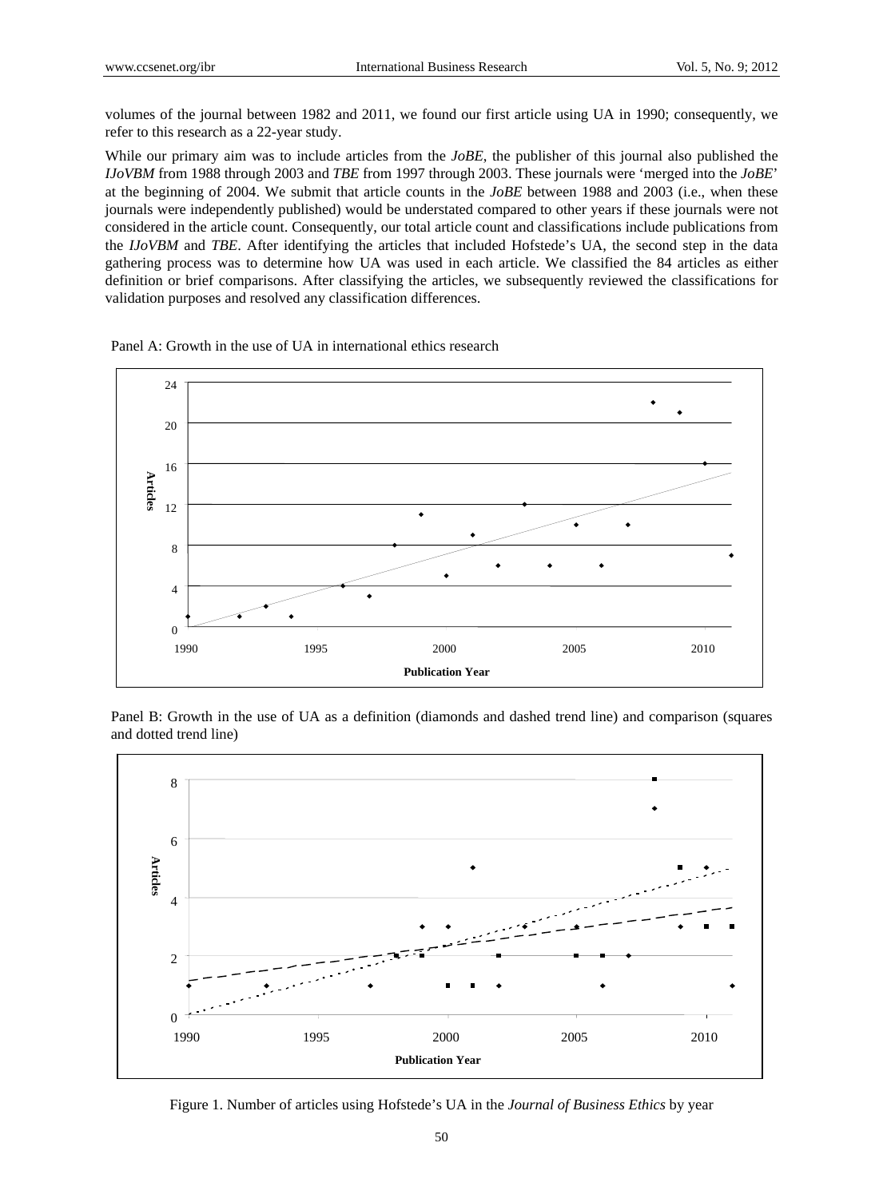volumes of the journal between 1982 and 2011, we found our first article using UA in 1990; consequently, we refer to this research as a 22-year study.

While our primary aim was to include articles from the *JoBE*, the publisher of this journal also published the *IJoVBM* from 1988 through 2003 and *TBE* from 1997 through 2003. These journals were 'merged into the *JoBE*' at the beginning of 2004. We submit that article counts in the *JoBE* between 1988 and 2003 (i.e., when these journals were independently published) would be understated compared to other years if these journals were not considered in the article count. Consequently, our total article count and classifications include publications from the *IJoVBM* and *TBE*. After identifying the articles that included Hofstede's UA, the second step in the data gathering process was to determine how UA was used in each article. We classified the 84 articles as either definition or brief comparisons. After classifying the articles, we subsequently reviewed the classifications for validation purposes and resolved any classification differences.

Panel A: Growth in the use of UA in international ethics research

Panel B: Growth in the use of UA as a definition (diamonds and dashed trend line) and comparison (squares and dotted trend line)

Figure 1. Number of articles using Hofstede's UA in the *Journal of Business Ethics* by year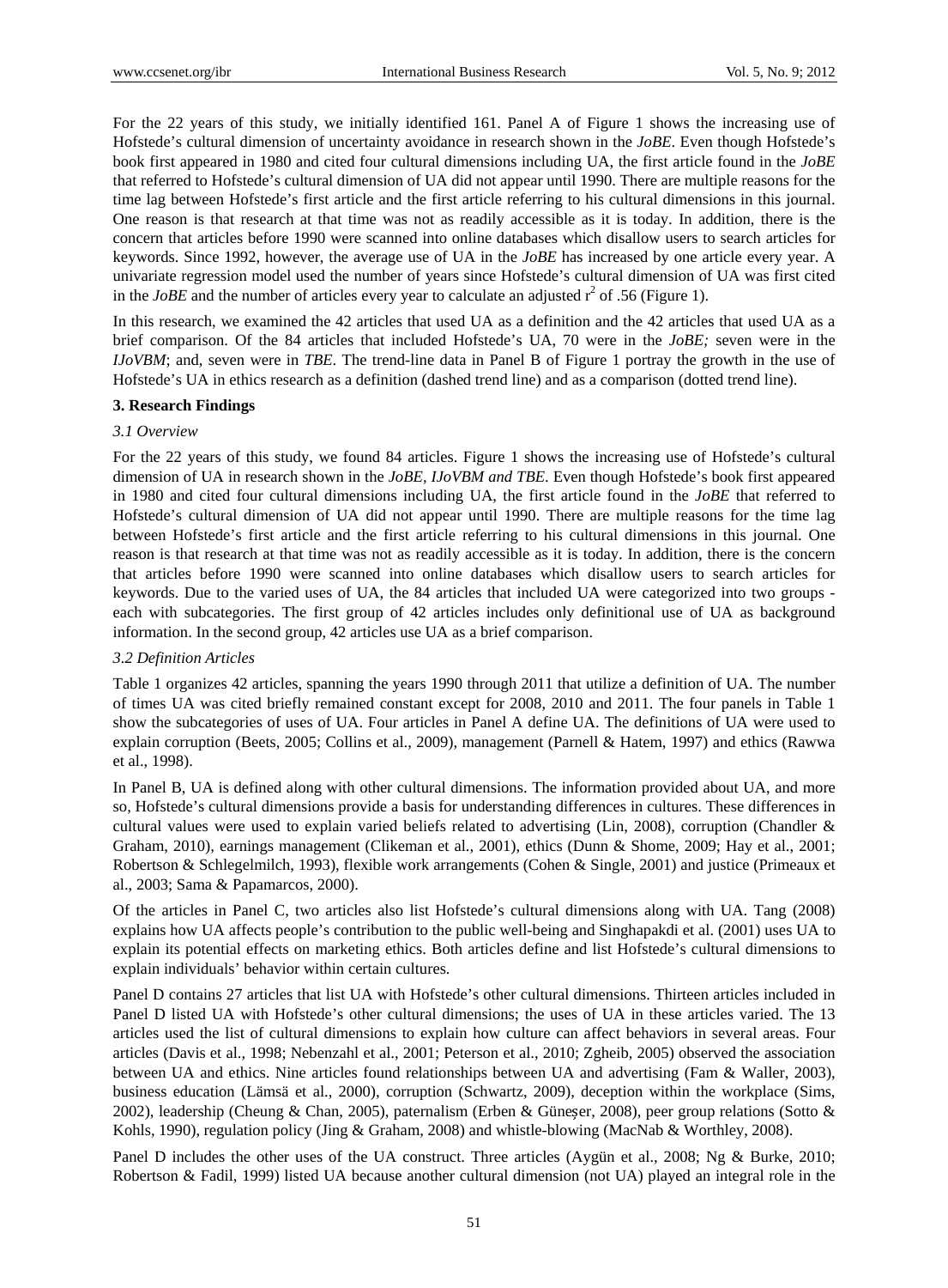For the 22 years of this study, we initially identified 161. Panel A of Figure 1 shows the increasing use of Hofstede's cultural dimension of uncertainty avoidance in research shown in the *JoBE*. Even though Hofstede's book first appeared in 1980 and cited four cultural dimensions including UA, the first article found in the *JoBE* that referred to Hofstede's cultural dimension of UA did not appear until 1990. There are multiple reasons for the time lag between Hofstede's first article and the first article referring to his cultural dimensions in this journal. One reason is that research at that time was not as readily accessible as it is today. In addition, there is the concern that articles before 1990 were scanned into online databases which disallow users to search articles for keywords. Since 1992, however, the average use of UA in the *JoBE* has increased by one article every year. A univariate regression model used the number of years since Hofstede's cultural dimension of UA was first cited in the *JoBE* and the number of articles every year to calculate an adjusted $r^2$ of .56 (Figure 1).

In this research, we examined the 42 articles that used UA as a definition and the 42 articles that used UA as a brief comparison. Of the 84 articles that included Hofstede's UA, 70 were in the *JoBE;* seven were in the *IJoVBM*; and, seven were in *TBE*. The trend-line data in Panel B of Figure 1 portray the growth in the use of Hofstede's UA in ethics research as a definition (dashed trend line) and as a comparison (dotted trend line).

### 3. Research Findings

#### *3.1 Overview*

For the 22 years of this study, we found 84 articles. Figure 1 shows the increasing use of Hofstede's cultural dimension of UA in research shown in the *JoBE, IJoVBM and TBE*. Even though Hofstede's book first appeared in 1980 and cited four cultural dimensions including UA, the first article found in the *JoBE* that referred to Hofstede's cultural dimension of UA did not appear until 1990. There are multiple reasons for the time lag between Hofstede's first article and the first article referring to his cultural dimensions in this journal. One reason is that research at that time was not as readily accessible as it is today. In addition, there is the concern that articles before 1990 were scanned into online databases which disallow users to search articles for keywords. Due to the varied uses of UA, the 84 articles that included UA were categorized into two groups - each with subcategories. The first group of 42 articles includes only definitional use of UA as background information. In the second group, 42 articles use UA as a brief comparison.

#### *3.2 Definition Articles*

Table 1 organizes 42 articles, spanning the years 1990 through 2011 that utilize a definition of UA. The number of times UA was cited briefly remained constant except for 2008, 2010 and 2011. The four panels in Table 1 show the subcategories of uses of UA. Four articles in Panel A define UA. The definitions of UA were used to explain corruption (Beets, 2005; Collins et al., 2009), management (Parnell & Hatem, 1997) and ethics (Rawwa et al., 1998).

In Panel B, UA is defined along with other cultural dimensions. The information provided about UA, and more so, Hofstede's cultural dimensions provide a basis for understanding differences in cultures. These differences in cultural values were used to explain varied beliefs related to advertising (Lin, 2008), corruption (Chandler & Graham, 2010), earnings management (Clikeman et al., 2001), ethics (Dunn & Shome, 2009; Hay et al., 2001; Robertson & Schlegelmilch, 1993), flexible work arrangements (Cohen & Single, 2001) and justice (Primeaux et al., 2003; Sama & Papamarcos, 2000).

Of the articles in Panel C, two articles also list Hofstede's cultural dimensions along with UA. Tang (2008) explains how UA affects people's contribution to the public well-being and Singhapakdi et al. (2001) uses UA to explain its potential effects on marketing ethics. Both articles define and list Hofstede's cultural dimensions to explain individuals' behavior within certain cultures.

Panel D contains 27 articles that list UA with Hofstede's other cultural dimensions. Thirteen articles included in Panel D listed UA with Hofstede's other cultural dimensions; the uses of UA in these articles varied. The 13 articles used the list of cultural dimensions to explain how culture can affect behaviors in several areas. Four articles (Davis et al., 1998; Nebenzahl et al., 2001; Peterson et al., 2010; Zgheib, 2005) observed the association between UA and ethics. Nine articles found relationships between UA and advertising (Fam & Waller, 2003), business education (Lämsä et al., 2000), corruption (Schwartz, 2009), deception within the workplace (Sims, 2002), leadership (Cheung & Chan, 2005), paternalism (Erben & Güneşer, 2008), peer group relations (Sotto & Kohls, 1990), regulation policy (Jing & Graham, 2008) and whistle-blowing (MacNab & Worthley, 2008).

Panel D includes the other uses of the UA construct. Three articles (Aygün et al., 2008; Ng & Burke, 2010; Robertson & Fadil, 1999) listed UA because another cultural dimension (not UA) played an integral role in the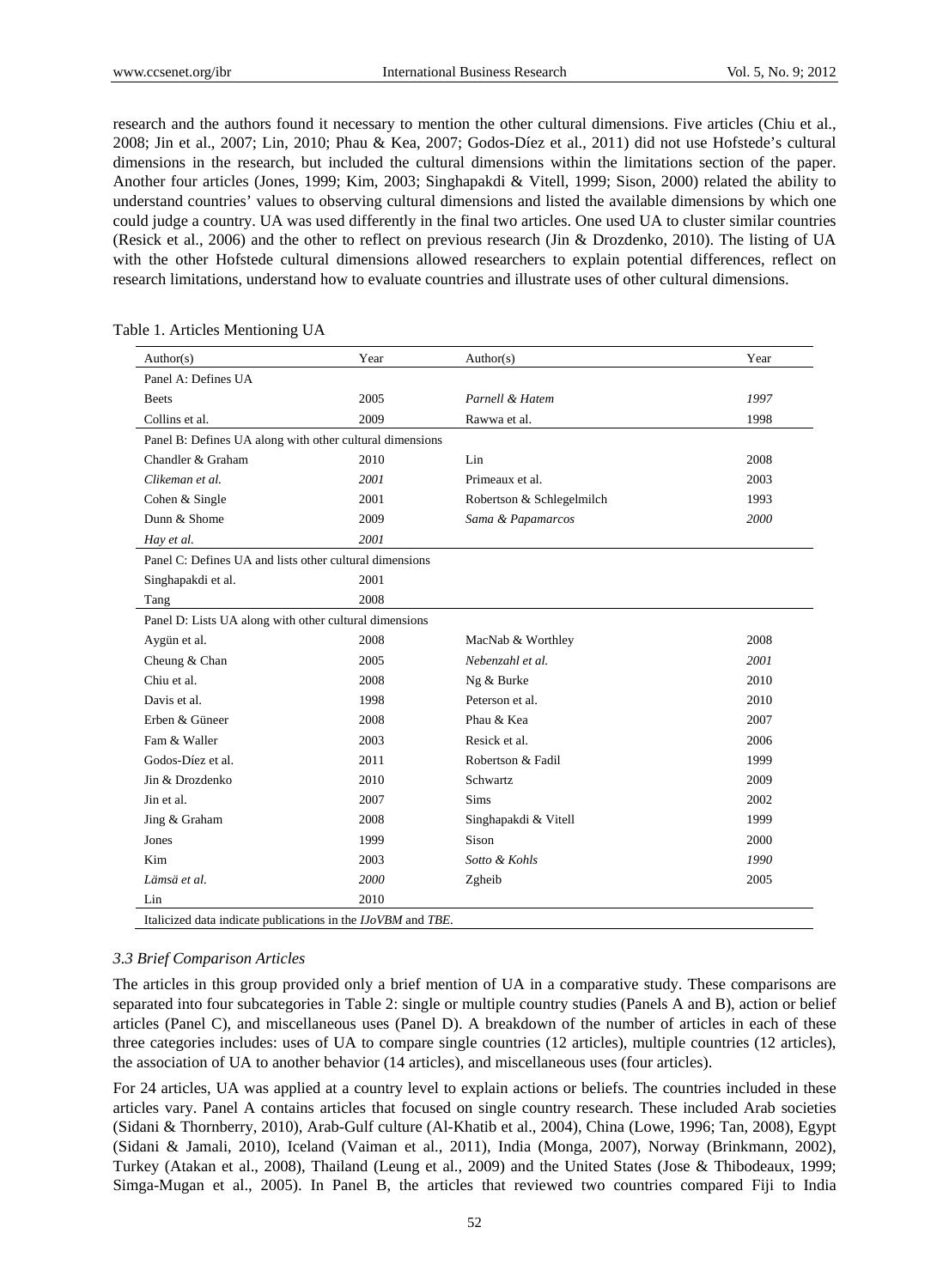research and the authors found it necessary to mention the other cultural dimensions. Five articles (Chiu et al., 2008; Jin et al., 2007; Lin, 2010; Phau & Kea, 2007; Godos-Díez et al., 2011) did not use Hofstede's cultural dimensions in the research, but included the cultural dimensions within the limitations section of the paper. Another four articles (Jones, 1999; Kim, 2003; Singhapakdi & Vitell, 1999; Sison, 2000) related the ability to understand countries' values to observing cultural dimensions and listed the available dimensions by which one could judge a country. UA was used differently in the final two articles. One used UA to cluster similar countries (Resick et al., 2006) and the other to reflect on previous research (Jin & Drozdenko, 2010). The listing of UA with the other Hofstede cultural dimensions allowed researchers to explain potential differences, reflect on research limitations, understand how to evaluate countries and illustrate uses of other cultural dimensions.

Table 1. Articles Mentioning UA

| Author(s) | Year | Author(s) | Year |
|---|---|---|---|
| Panel A: Defines UA | | | |
| Beets | 2005 | *Parnell & Hatem* | *1997* |
| Collins et al. | 2009 | Rawwa et al. | 1998 |
| Panel B: Defines UA along with other cultural dimensions | | | |
| Chandler & Graham | 2010 | Lin | 2008 |
| *Clikeman et al.* | *2001* | Primeaux et al. | 2003 |
| Cohen & Single | 2001 | Robertson & Schlegelmilch | 1993 |
| Dunn & Shome | 2009 | *Sama & Papamarcos* | *2000* |
| *Hay et al.* | *2001* | | |
| Panel C: Defines UA and lists other cultural dimensions | | | |
| Singhapakdi et al. | 2001 | | |
| Tang | 2008 | | |
| Panel D: Lists UA along with other cultural dimensions | | | |
| Aygün et al. | 2008 | MacNab & Worthley | 2008 |
| Cheung & Chan | 2005 | *Nebenzahl et al.* | *2001* |
| Chiu et al. | 2008 | Ng & Burke | 2010 |
| Davis et al. | 1998 | Peterson et al. | 2010 |
| Erben & Güneer | 2008 | Phau & Kea | 2007 |
| Fam & Waller | 2003 | Resick et al. | 2006 |
| Godos-Díez et al. | 2011 | Robertson & Fadil | 1999 |
| Jin & Drozdenko | 2010 | Schwartz | 2009 |
| Jin et al. | 2007 | Sims | 2002 |
| Jing & Graham | 2008 | Singhapakdi & Vitell | 1999 |
| Jones | 1999 | Sison | 2000 |
| Kim | 2003 | *Sotto & Kohls* | *1990* |
| *Lämsä et al.* | *2000* | Zgheib | 2005 |
| Lin | 2010 | | |

Italicized data indicate publications in the *IJoVBM* and *TBE*.

### 3.3 Brief Comparison Articles

The articles in this group provided only a brief mention of UA in a comparative study. These comparisons are separated into four subcategories in Table 2: single or multiple country studies (Panels A and B), action or belief articles (Panel C), and miscellaneous uses (Panel D). A breakdown of the number of articles in each of these three categories includes: uses of UA to compare single countries (12 articles), multiple countries (12 articles), the association of UA to another behavior (14 articles), and miscellaneous uses (four articles).

For 24 articles, UA was applied at a country level to explain actions or beliefs. The countries included in these articles vary. Panel A contains articles that focused on single country research. These included Arab societies (Sidani & Thornberry, 2010), Arab-Gulf culture (Al-Khatib et al., 2004), China (Lowe, 1996; Tan, 2008), Egypt (Sidani & Jamali, 2010), Iceland (Vaiman et al., 2011), India (Monga, 2007), Norway (Brinkmann, 2002), Turkey (Atakan et al., 2008), Thailand (Leung et al., 2009) and the United States (Jose & Thibodeaux, 1999; Simga-Mugan et al., 2005). In Panel B, the articles that reviewed two countries compared Fiji to India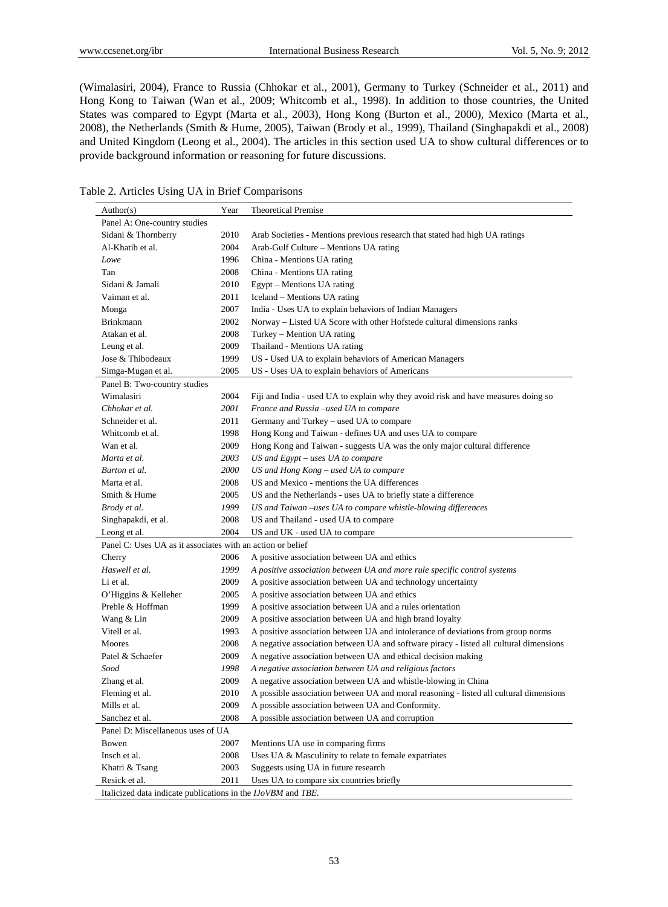(Wimalasiri, 2004), France to Russia (Chhokar et al., 2001), Germany to Turkey (Schneider et al., 2011) and Hong Kong to Taiwan (Wan et al., 2009; Whitcomb et al., 1998). In addition to those countries, the United States was compared to Egypt (Marta et al., 2003), Hong Kong (Burton et al., 2000), Mexico (Marta et al., 2008), the Netherlands (Smith & Hume, 2005), Taiwan (Brody et al., 1999), Thailand (Singhapakdi et al., 2008) and United Kingdom (Leong et al., 2004). The articles in this section used UA to show cultural differences or to provide background information or reasoning for future discussions.

Table 2. Articles Using UA in Brief Comparisons

| Author(s) | Year | Theoretical Premise |
|---|---|---|
| Panel A: One-country studies | | |
| Sidani & Thornberry | 2010 | Arab Societies - Mentions previous research that stated had high UA ratings |
| Al-Khatib et al. | 2004 | Arab-Gulf Culture – Mentions UA rating |
| *Lowe* | 1996 | China - Mentions UA rating |
| Tan | 2008 | China - Mentions UA rating |
| Sidani & Jamali | 2010 | Egypt – Mentions UA rating |
| Vaiman et al. | 2011 | Iceland – Mentions UA rating |
| Monga | 2007 | India - Uses UA to explain behaviors of Indian Managers |
| Brinkmann | 2002 | Norway – Listed UA Score with other Hofstede cultural dimensions ranks |
| Atakan et al. | 2008 | Turkey – Mention UA rating |
| Leung et al. | 2009 | Thailand - Mentions UA rating |
| Jose & Thibodeaux | 1999 | US - Used UA to explain behaviors of American Managers |
| Simga-Mugan et al. | 2005 | US - Uses UA to explain behaviors of Americans |
| Panel B: Two-country studies | | |
| Wimalasiri | 2004 | Fiji and India - used UA to explain why they avoid risk and have measures doing so |
| *Chhokar et al.* | *2001* | *France and Russia –used UA to compare* |
| Schneider et al. | 2011 | Germany and Turkey – used UA to compare |
| Whitcomb et al. | 1998 | Hong Kong and Taiwan - defines UA and uses UA to compare |
| Wan et al. | 2009 | Hong Kong and Taiwan - suggests UA was the only major cultural difference |
| *Marta et al.* | *2003* | *US and Egypt – uses UA to compare* |
| *Burton et al.* | *2000* | *US and Hong Kong – used UA to compare* |
| Marta et al. | 2008 | US and Mexico - mentions the UA differences |
| Smith & Hume | 2005 | US and the Netherlands - uses UA to briefly state a difference |
| *Brody et al.* | *1999* | *US and Taiwan –uses UA to compare whistle-blowing differences* |
| Singhapakdi, et al. | 2008 | US and Thailand - used UA to compare |
| Leong et al. | 2004 | US and UK - used UA to compare |
| Panel C: Uses UA as it associates with an action or belief | | |
| Cherry | 2006 | A positive association between UA and ethics |
| *Haswell et al.* | *1999* | *A positive association between UA and more rule specific control systems* |
| Li et al. | 2009 | A positive association between UA and technology uncertainty |
| O'Higgins & Kelleher | 2005 | A positive association between UA and ethics |
| Preble & Hoffman | 1999 | A positive association between UA and a rules orientation |
| Wang & Lin | 2009 | A positive association between UA and high brand loyalty |
| Vitell et al. | 1993 | A positive association between UA and intolerance of deviations from group norms |
| Moores | 2008 | A negative association between UA and software piracy - listed all cultural dimensions |
| Patel & Schaefer | 2009 | A negative association between UA and ethical decision making |
| *Sood* | *1998* | *A negative association between UA and religious factors* |
| Zhang et al. | 2009 | A negative association between UA and whistle-blowing in China |
| Fleming et al. | 2010 | A possible association between UA and moral reasoning - listed all cultural dimensions |
| Mills et al. | 2009 | A possible association between UA and Conformity. |
| Sanchez et al. | 2008 | A possible association between UA and corruption |
| Panel D: Miscellaneous uses of UA | | |
| Bowen | 2007 | Mentions UA use in comparing firms |
| Insch et al. | 2008 | Uses UA & Masculinity to relate to female expatriates |
| Khatri & Tsang | 2003 | Suggests using UA in future research |
| Resick et al. | 2011 | Uses UA to compare six countries briefly |

Italicized data indicate publications in the *IJoVBM* and *TBE*.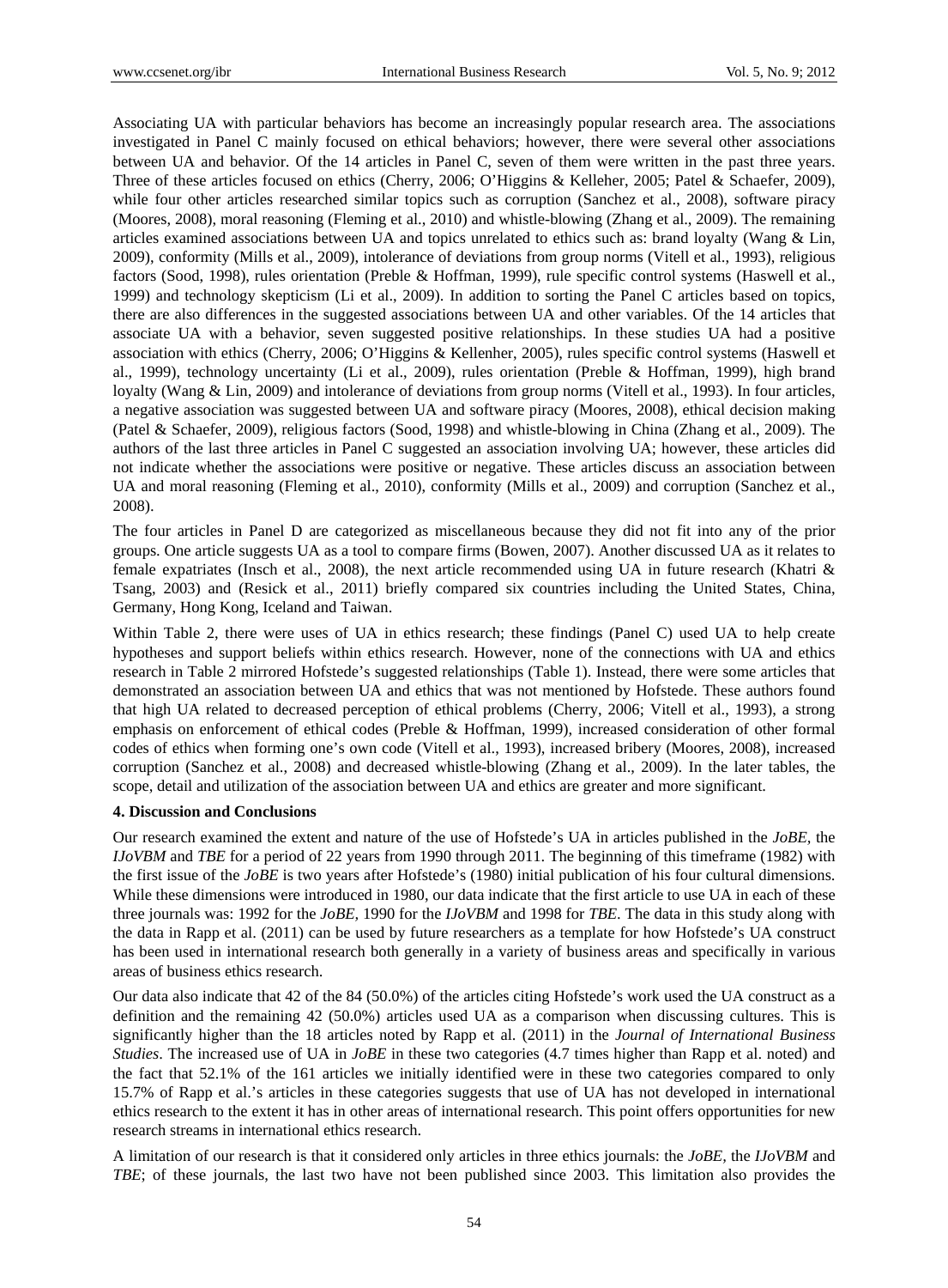Associating UA with particular behaviors has become an increasingly popular research area. The associations investigated in Panel C mainly focused on ethical behaviors; however, there were several other associations between UA and behavior. Of the 14 articles in Panel C, seven of them were written in the past three years. Three of these articles focused on ethics (Cherry, 2006; O'Higgins & Kelleher, 2005; Patel & Schaefer, 2009), while four other articles researched similar topics such as corruption (Sanchez et al., 2008), software piracy (Moores, 2008), moral reasoning (Fleming et al., 2010) and whistle-blowing (Zhang et al., 2009). The remaining articles examined associations between UA and topics unrelated to ethics such as: brand loyalty (Wang & Lin, 2009), conformity (Mills et al., 2009), intolerance of deviations from group norms (Vitell et al., 1993), religious factors (Sood, 1998), rules orientation (Preble & Hoffman, 1999), rule specific control systems (Haswell et al., 1999) and technology skepticism (Li et al., 2009). In addition to sorting the Panel C articles based on topics, there are also differences in the suggested associations between UA and other variables. Of the 14 articles that associate UA with a behavior, seven suggested positive relationships. In these studies UA had a positive association with ethics (Cherry, 2006; O'Higgins & Kellenher, 2005), rules specific control systems (Haswell et al., 1999), technology uncertainty (Li et al., 2009), rules orientation (Preble & Hoffman, 1999), high brand loyalty (Wang & Lin, 2009) and intolerance of deviations from group norms (Vitell et al., 1993). In four articles, a negative association was suggested between UA and software piracy (Moores, 2008), ethical decision making (Patel & Schaefer, 2009), religious factors (Sood, 1998) and whistle-blowing in China (Zhang et al., 2009). The authors of the last three articles in Panel C suggested an association involving UA; however, these articles did not indicate whether the associations were positive or negative. These articles discuss an association between UA and moral reasoning (Fleming et al., 2010), conformity (Mills et al., 2009) and corruption (Sanchez et al., 2008).

The four articles in Panel D are categorized as miscellaneous because they did not fit into any of the prior groups. One article suggests UA as a tool to compare firms (Bowen, 2007). Another discussed UA as it relates to female expatriates (Insch et al., 2008), the next article recommended using UA in future research (Khatri & Tsang, 2003) and (Resick et al., 2011) briefly compared six countries including the United States, China, Germany, Hong Kong, Iceland and Taiwan.

Within Table 2, there were uses of UA in ethics research; these findings (Panel C) used UA to help create hypotheses and support beliefs within ethics research. However, none of the connections with UA and ethics research in Table 2 mirrored Hofstede's suggested relationships (Table 1). Instead, there were some articles that demonstrated an association between UA and ethics that was not mentioned by Hofstede. These authors found that high UA related to decreased perception of ethical problems (Cherry, 2006; Vitell et al., 1993), a strong emphasis on enforcement of ethical codes (Preble & Hoffman, 1999), increased consideration of other formal codes of ethics when forming one's own code (Vitell et al., 1993), increased bribery (Moores, 2008), increased corruption (Sanchez et al., 2008) and decreased whistle-blowing (Zhang et al., 2009). In the later tables, the scope, detail and utilization of the association between UA and ethics are greater and more significant.

## 4. Discussion and Conclusions

Our research examined the extent and nature of the use of Hofstede's UA in articles published in the *JoBE*, the *IJoVBM* and *TBE* for a period of 22 years from 1990 through 2011. The beginning of this timeframe (1982) with the first issue of the *JoBE* is two years after Hofstede's (1980) initial publication of his four cultural dimensions. While these dimensions were introduced in 1980, our data indicate that the first article to use UA in each of these three journals was: 1992 for the *JoBE*, 1990 for the *IJoVBM* and 1998 for *TBE*. The data in this study along with the data in Rapp et al. (2011) can be used by future researchers as a template for how Hofstede's UA construct has been used in international research both generally in a variety of business areas and specifically in various areas of business ethics research.

Our data also indicate that 42 of the 84 (50.0%) of the articles citing Hofstede's work used the UA construct as a definition and the remaining 42 (50.0%) articles used UA as a comparison when discussing cultures. This is significantly higher than the 18 articles noted by Rapp et al. (2011) in the *Journal of International Business Studies*. The increased use of UA in *JoBE* in these two categories (4.7 times higher than Rapp et al. noted) and the fact that 52.1% of the 161 articles we initially identified were in these two categories compared to only 15.7% of Rapp et al.'s articles in these categories suggests that use of UA has not developed in international ethics research to the extent it has in other areas of international research. This point offers opportunities for new research streams in international ethics research.

A limitation of our research is that it considered only articles in three ethics journals: the *JoBE*, the *IJoVBM* and *TBE*; of these journals, the last two have not been published since 2003. This limitation also provides the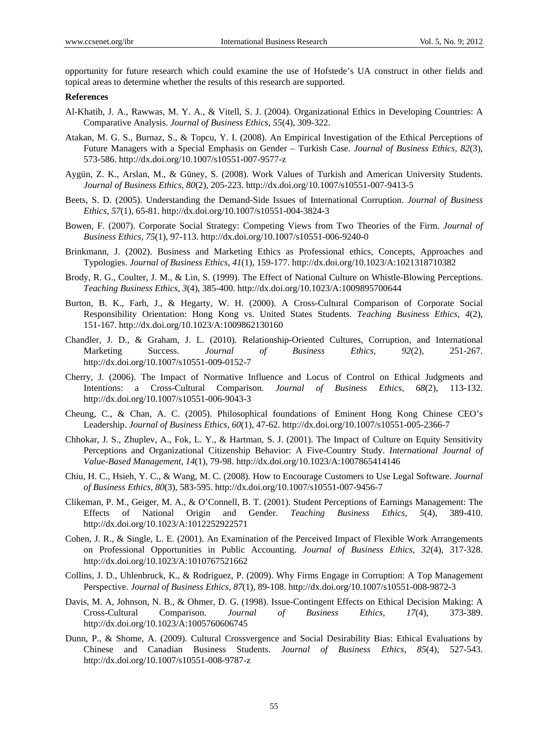opportunity for future research which could examine the use of Hofstede's UA construct in other fields and topical areas to determine whether the results of this research are supported.

**References**

Al-Khatib, J. A., Rawwas, M. Y. A., & Vitell, S. J. (2004). Organizational Ethics in Developing Countries: A Comparative Analysis. *Journal of Business Ethics*, *55*(4), 309-322.

Atakan, M. G. S., Burnaz, S., & Topcu, Y. I. (2008). An Empirical Investigation of the Ethical Perceptions of Future Managers with a Special Emphasis on Gender – Turkish Case. *Journal of Business Ethics*, *82*(3), 573-586. http://dx.doi.org/10.1007/s10551-007-9577-z

Aygün, Z. K., Arslan, M., & Güney, S. (2008). Work Values of Turkish and American University Students. *Journal of Business Ethics*, *80*(2), 205-223. http://dx.doi.org/10.1007/s10551-007-9413-5

Beets, S. D. (2005). Understanding the Demand-Side Issues of International Corruption. *Journal of Business Ethics, 57*(1), 65-81. http://dx.doi.org/10.1007/s10551-004-3824-3

Bowen, F. (2007). Corporate Social Strategy: Competing Views from Two Theories of the Firm. *Journal of Business Ethics*, *75*(1), 97-113. http://dx.doi.org/10.1007/s10551-006-9240-0

Brinkmann, J. (2002). Business and Marketing Ethics as Professional ethics, Concepts, Approaches and Typologies. *Journal of Business Ethics, 41*(1), 159-177. http://dx.doi.org/10.1023/A:1021318710382

Brody, R. G., Coulter, J. M., & Lin, S. (1999). The Effect of National Culture on Whistle-Blowing Perceptions. *Teaching Business Ethics*, *3*(4), 385-400. http://dx.doi.org/10.1023/A:1009895700644

Burton, B. K., Farh, J., & Hegarty, W. H. (2000). A Cross-Cultural Comparison of Corporate Social Responsibility Orientation: Hong Kong vs. United States Students. *Teaching Business Ethics, 4*(2), 151-167. http://dx.doi.org/10.1023/A:1009862130160

Chandler, J. D., & Graham, J. L. (2010). Relationship-Oriented Cultures, Corruption, and International Marketing Success. *Journal of Business Ethics*, *92*(2), 251-267. http://dx.doi.org/10.1007/s10551-009-0152-7

Cherry, J. (2006). The Impact of Normative Influence and Locus of Control on Ethical Judgments and Intentions: a Cross-Cultural Comparison. *Journal of Business Ethics, 68*(2), 113-132. http://dx.doi.org/10.1007/s10551-006-9043-3

Cheung, C., & Chan, A. C. (2005). Philosophical foundations of Eminent Hong Kong Chinese CEO's Leadership. *Journal of Business Ethics, 60*(1), 47-62. http://dx.doi.org/10.1007/s10551-005-2366-7

Chhokar, J. S., Zhuplev, A., Fok, L. Y., & Hartman, S. J. (2001). The Impact of Culture on Equity Sensitivity Perceptions and Organizational Citizenship Behavior: A Five-Country Study. *International Journal of Value-Based Management, 14*(1), 79-98. http://dx.doi.org/10.1023/A:1007865414146

Chiu, H. C., Hsieh, Y. C., & Wang, M. C. (2008). How to Encourage Customers to Use Legal Software. *Journal of Business Ethics*, *80*(3), 583-595. http://dx.doi.org/10.1007/s10551-007-9456-7

Clikeman, P. M., Geiger, M. A., & O'Connell, B. T. (2001). Student Perceptions of Earnings Management: The Effects of National Origin and Gender. *Teaching Business Ethics, 5*(4), 389-410. http://dx.doi.org/10.1023/A:1012252922571

Cohen, J. R., & Single, L. E. (2001). An Examination of the Perceived Impact of Flexible Work Arrangements on Professional Opportunities in Public Accounting. *Journal of Business Ethics, 32*(4), 317-328. http://dx.doi.org/10.1023/A:1010767521662

Collins, J. D., Uhlenbruck, K., & Rodriguez, P. (2009). Why Firms Engage in Corruption: A Top Management Perspective. *Journal of Business Ethics, 87*(1), 89-108. http://dx.doi.org/10.1007/s10551-008-9872-3

Davis, M. A, Johnson, N. B., & Ohmer, D. G. (1998). Issue-Contingent Effects on Ethical Decision Making: A Cross-Cultural Comparison. *Journal of Business Ethics, 17*(4), 373-389. http://dx.doi.org/10.1023/A:1005760606745

Dunn, P., & Shome, A. (2009). Cultural Crossvergence and Social Desirability Bias: Ethical Evaluations by Chinese and Canadian Business Students. *Journal of Business Ethics, 85*(4), 527-543. http://dx.doi.org/10.1007/s10551-008-9787-z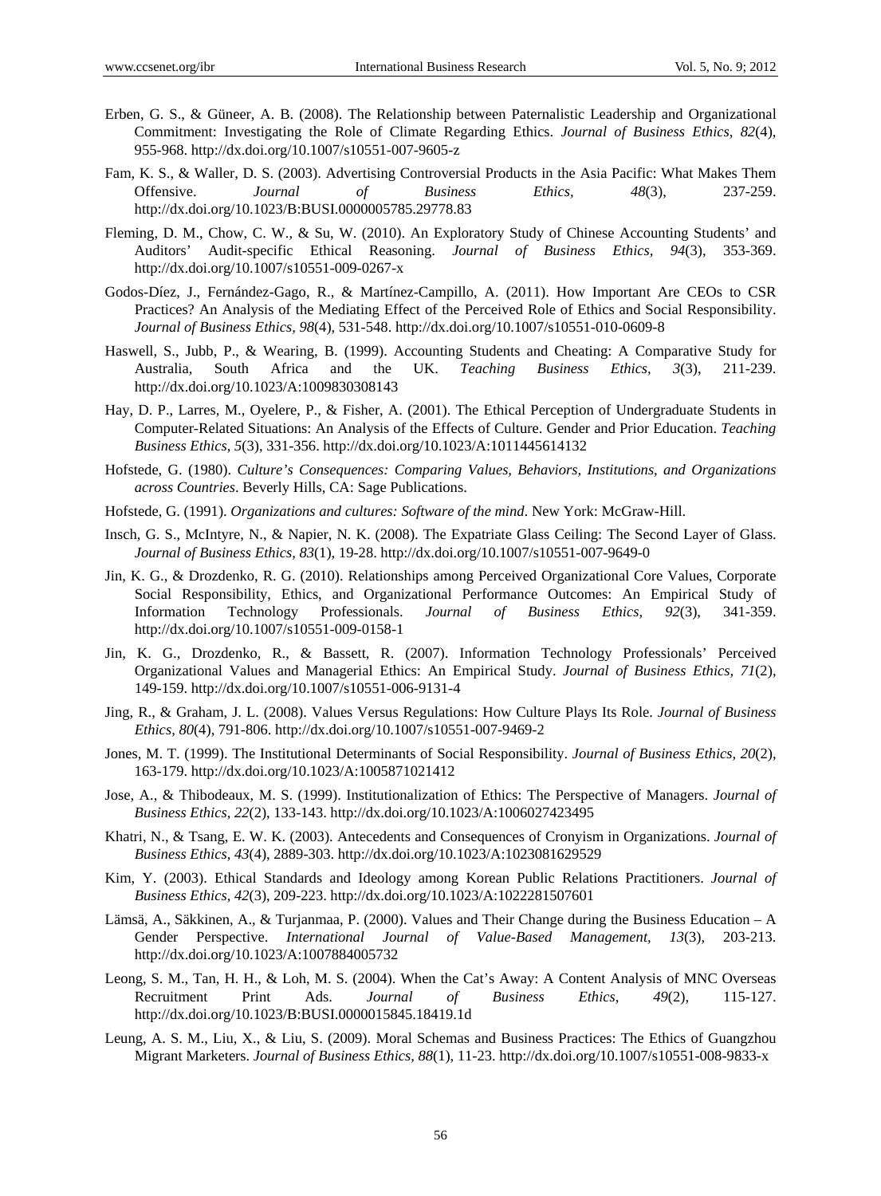Erben, G. S., & Güneer, A. B. (2008). The Relationship between Paternalistic Leadership and Organizational Commitment: Investigating the Role of Climate Regarding Ethics. *Journal of Business Ethics, 82*(4), 955-968. http://dx.doi.org/10.1007/s10551-007-9605-z

Fam, K. S., & Waller, D. S. (2003). Advertising Controversial Products in the Asia Pacific: What Makes Them Offensive. *Journal of Business Ethics, 48*(3), 237-259. http://dx.doi.org/10.1023/B:BUSI.0000005785.29778.83

Fleming, D. M., Chow, C. W., & Su, W. (2010). An Exploratory Study of Chinese Accounting Students' and Auditors' Audit-specific Ethical Reasoning. *Journal of Business Ethics, 94*(3), 353-369. http://dx.doi.org/10.1007/s10551-009-0267-x

Godos-Díez, J., Fernández-Gago, R., & Martínez-Campillo, A. (2011). How Important Are CEOs to CSR Practices? An Analysis of the Mediating Effect of the Perceived Role of Ethics and Social Responsibility. *Journal of Business Ethics, 98*(4), 531-548. http://dx.doi.org/10.1007/s10551-010-0609-8

Haswell, S., Jubb, P., & Wearing, B. (1999). Accounting Students and Cheating: A Comparative Study for Australia, South Africa and the UK. *Teaching Business Ethics, 3*(3), 211-239. http://dx.doi.org/10.1023/A:1009830308143

Hay, D. P., Larres, M., Oyelere, P., & Fisher, A. (2001). The Ethical Perception of Undergraduate Students in Computer-Related Situations: An Analysis of the Effects of Culture. Gender and Prior Education. *Teaching Business Ethics, 5*(3), 331-356. http://dx.doi.org/10.1023/A:1011445614132

Hofstede, G. (1980). *Culture's Consequences: Comparing Values, Behaviors, Institutions, and Organizations across Countries*. Beverly Hills, CA: Sage Publications.

Hofstede, G. (1991). *Organizations and cultures: Software of the mind*. New York: McGraw-Hill.

Insch, G. S., McIntyre, N., & Napier, N. K. (2008). The Expatriate Glass Ceiling: The Second Layer of Glass. *Journal of Business Ethics, 83*(1), 19-28. http://dx.doi.org/10.1007/s10551-007-9649-0

Jin, K. G., & Drozdenko, R. G. (2010). Relationships among Perceived Organizational Core Values, Corporate Social Responsibility, Ethics, and Organizational Performance Outcomes: An Empirical Study of Information Technology Professionals. *Journal of Business Ethics, 92*(3), 341-359. http://dx.doi.org/10.1007/s10551-009-0158-1

Jin, K. G., Drozdenko, R., & Bassett, R. (2007). Information Technology Professionals' Perceived Organizational Values and Managerial Ethics: An Empirical Study. *Journal of Business Ethics, 71*(2), 149-159. http://dx.doi.org/10.1007/s10551-006-9131-4

Jing, R., & Graham, J. L. (2008). Values Versus Regulations: How Culture Plays Its Role. *Journal of Business Ethics, 80*(4), 791-806. http://dx.doi.org/10.1007/s10551-007-9469-2

Jones, M. T. (1999). The Institutional Determinants of Social Responsibility. *Journal of Business Ethics, 20*(2), 163-179. http://dx.doi.org/10.1023/A:1005871021412

Jose, A., & Thibodeaux, M. S. (1999). Institutionalization of Ethics: The Perspective of Managers. *Journal of Business Ethics, 22*(2), 133-143. http://dx.doi.org/10.1023/A:1006027423495

Khatri, N., & Tsang, E. W. K. (2003). Antecedents and Consequences of Cronyism in Organizations. *Journal of Business Ethics, 43*(4), 2889-303. http://dx.doi.org/10.1023/A:1023081629529

Kim, Y. (2003). Ethical Standards and Ideology among Korean Public Relations Practitioners. *Journal of Business Ethics, 42*(3), 209-223. http://dx.doi.org/10.1023/A:1022281507601

Lämsä, A., Säkkinen, A., & Turjanmaa, P. (2000). Values and Their Change during the Business Education – A Gender Perspective. *International Journal of Value-Based Management, 13*(3), 203-213. http://dx.doi.org/10.1023/A:1007884005732

Leong, S. M., Tan, H. H., & Loh, M. S. (2004). When the Cat's Away: A Content Analysis of MNC Overseas Recruitment Print Ads. *Journal of Business Ethics, 49*(2), 115-127. http://dx.doi.org/10.1023/B:BUSI.0000015845.18419.1d

Leung, A. S. M., Liu, X., & Liu, S. (2009). Moral Schemas and Business Practices: The Ethics of Guangzhou Migrant Marketers. *Journal of Business Ethics, 88*(1), 11-23. http://dx.doi.org/10.1007/s10551-008-9833-x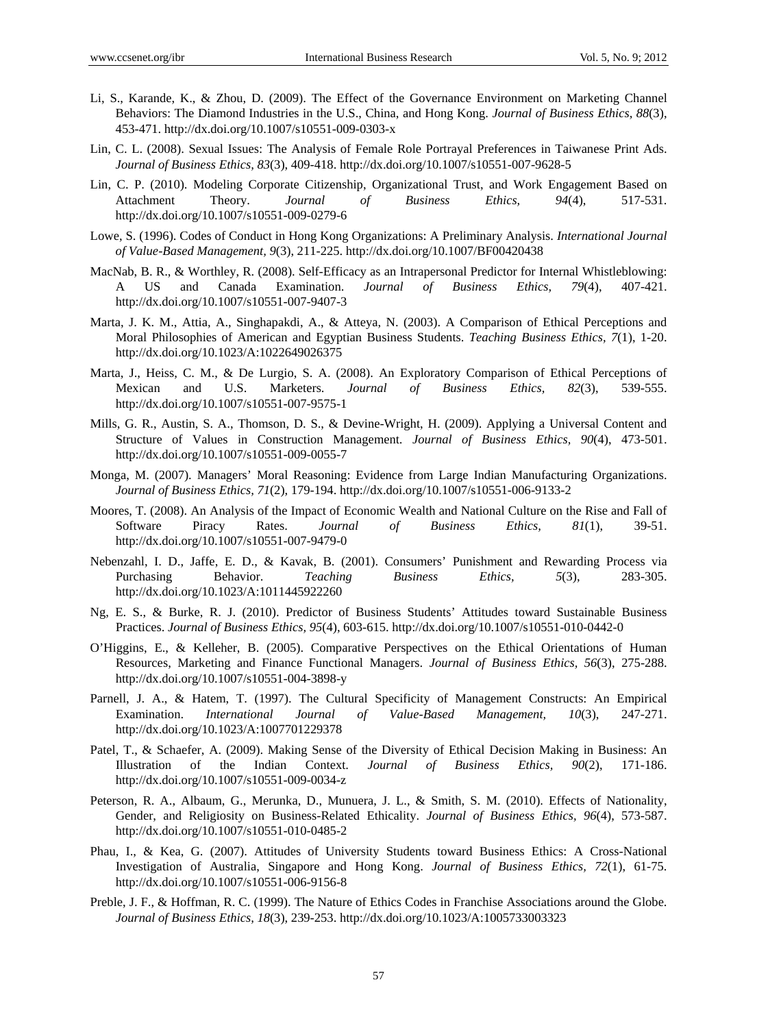Li, S., Karande, K., & Zhou, D. (2009). The Effect of the Governance Environment on Marketing Channel Behaviors: The Diamond Industries in the U.S., China, and Hong Kong. *Journal of Business Ethics, 88*(3), 453-471. http://dx.doi.org/10.1007/s10551-009-0303-x

Lin, C. L. (2008). Sexual Issues: The Analysis of Female Role Portrayal Preferences in Taiwanese Print Ads. *Journal of Business Ethics, 83*(3), 409-418. http://dx.doi.org/10.1007/s10551-007-9628-5

Lin, C. P. (2010). Modeling Corporate Citizenship, Organizational Trust, and Work Engagement Based on Attachment Theory. *Journal of Business Ethics, 94*(4), 517-531. http://dx.doi.org/10.1007/s10551-009-0279-6

Lowe, S. (1996). Codes of Conduct in Hong Kong Organizations: A Preliminary Analysis. *International Journal of Value-Based Management, 9*(3), 211-225. http://dx.doi.org/10.1007/BF00420438

MacNab, B. R., & Worthley, R. (2008). Self-Efficacy as an Intrapersonal Predictor for Internal Whistleblowing: A US and Canada Examination. *Journal of Business Ethics, 79*(4), 407-421. http://dx.doi.org/10.1007/s10551-007-9407-3

Marta, J. K. M., Attia, A., Singhapakdi, A., & Atteya, N. (2003). A Comparison of Ethical Perceptions and Moral Philosophies of American and Egyptian Business Students. *Teaching Business Ethics, 7*(1), 1-20. http://dx.doi.org/10.1023/A:1022649026375

Marta, J., Heiss, C. M., & De Lurgio, S. A. (2008). An Exploratory Comparison of Ethical Perceptions of Mexican and U.S. Marketers. *Journal of Business Ethics, 82*(3), 539-555. http://dx.doi.org/10.1007/s10551-007-9575-1

Mills, G. R., Austin, S. A., Thomson, D. S., & Devine-Wright, H. (2009). Applying a Universal Content and Structure of Values in Construction Management. *Journal of Business Ethics, 90*(4), 473-501. http://dx.doi.org/10.1007/s10551-009-0055-7

Monga, M. (2007). Managers' Moral Reasoning: Evidence from Large Indian Manufacturing Organizations. *Journal of Business Ethics, 71*(2), 179-194. http://dx.doi.org/10.1007/s10551-006-9133-2

Moores, T. (2008). An Analysis of the Impact of Economic Wealth and National Culture on the Rise and Fall of Software Piracy Rates. *Journal of Business Ethics, 81*(1), 39-51. http://dx.doi.org/10.1007/s10551-007-9479-0

Nebenzahl, I. D., Jaffe, E. D., & Kavak, B. (2001). Consumers' Punishment and Rewarding Process via Purchasing Behavior. *Teaching Business Ethics*, *5*(3), 283-305. http://dx.doi.org/10.1023/A:1011445922260

Ng, E. S., & Burke, R. J. (2010). Predictor of Business Students' Attitudes toward Sustainable Business Practices. *Journal of Business Ethics, 95*(4), 603-615. http://dx.doi.org/10.1007/s10551-010-0442-0

O'Higgins, E., & Kelleher, B. (2005). Comparative Perspectives on the Ethical Orientations of Human Resources, Marketing and Finance Functional Managers. *Journal of Business Ethics, 56*(3), 275-288. http://dx.doi.org/10.1007/s10551-004-3898-y

Parnell, J. A., & Hatem, T. (1997). The Cultural Specificity of Management Constructs: An Empirical Examination. *International Journal of Value-Based Management, 10*(3), 247-271. http://dx.doi.org/10.1023/A:1007701229378

Patel, T., & Schaefer, A. (2009). Making Sense of the Diversity of Ethical Decision Making in Business: An Illustration of the Indian Context. *Journal of Business Ethics, 90*(2), 171-186. http://dx.doi.org/10.1007/s10551-009-0034-z

Peterson, R. A., Albaum, G., Merunka, D., Munuera, J. L., & Smith, S. M. (2010). Effects of Nationality, Gender, and Religiosity on Business-Related Ethicality. *Journal of Business Ethics, 96*(4), 573-587. http://dx.doi.org/10.1007/s10551-010-0485-2

Phau, I., & Kea, G. (2007). Attitudes of University Students toward Business Ethics: A Cross-National Investigation of Australia, Singapore and Hong Kong. *Journal of Business Ethics, 72*(1), 61-75. http://dx.doi.org/10.1007/s10551-006-9156-8

Preble, J. F., & Hoffman, R. C. (1999). The Nature of Ethics Codes in Franchise Associations around the Globe. *Journal of Business Ethics, 18*(3), 239-253. http://dx.doi.org/10.1023/A:1005733003323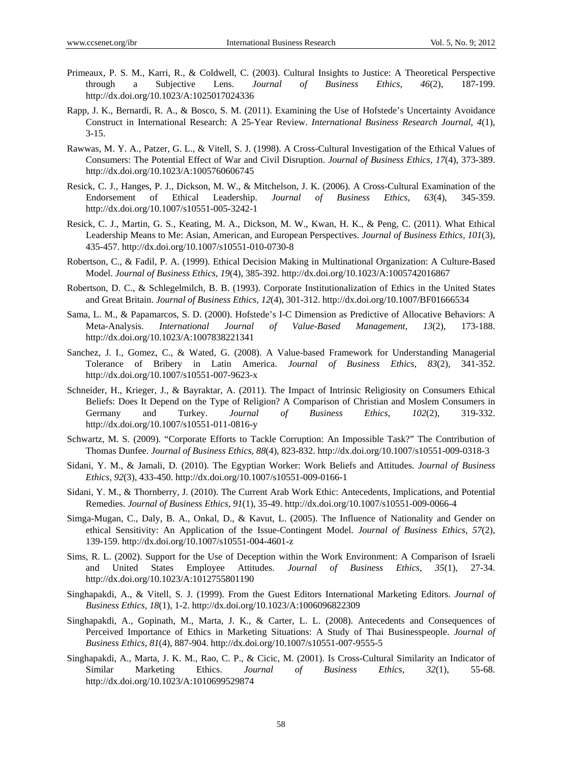Primeaux, P. S. M., Karri, R., & Coldwell, C. (2003). Cultural Insights to Justice: A Theoretical Perspective through a Subjective Lens. *Journal of Business Ethics, 46*(2), 187-199. http://dx.doi.org/10.1023/A:1025017024336

Rapp, J. K., Bernardi, R. A., & Bosco, S. M. (2011). Examining the Use of Hofstede's Uncertainty Avoidance Construct in International Research: A 25-Year Review. *International Business Research Journal, 4*(1), 3-15.

Rawwas, M. Y. A., Patzer, G. L., & Vitell, S. J. (1998). A Cross-Cultural Investigation of the Ethical Values of Consumers: The Potential Effect of War and Civil Disruption. *Journal of Business Ethics, 17*(4), 373-389. http://dx.doi.org/10.1023/A:1005760606745

Resick, C. J., Hanges, P. J., Dickson, M. W., & Mitchelson, J. K. (2006). A Cross-Cultural Examination of the Endorsement of Ethical Leadership. *Journal of Business Ethics, 63*(4), 345-359. http://dx.doi.org/10.1007/s10551-005-3242-1

Resick, C. J., Martin, G. S., Keating, M. A., Dickson, M. W., Kwan, H. K., & Peng, C. (2011). What Ethical Leadership Means to Me: Asian, American, and European Perspectives. *Journal of Business Ethics, 101*(3), 435-457. http://dx.doi.org/10.1007/s10551-010-0730-8

Robertson, C., & Fadil, P. A. (1999). Ethical Decision Making in Multinational Organization: A Culture-Based Model. *Journal of Business Ethics, 19*(4), 385-392. http://dx.doi.org/10.1023/A:1005742016867

Robertson, D. C., & Schlegelmilch, B. B. (1993). Corporate Institutionalization of Ethics in the United States and Great Britain. *Journal of Business Ethics, 12*(4), 301-312. http://dx.doi.org/10.1007/BF01666534

Sama, L. M., & Papamarcos, S. D. (2000). Hofstede's I-C Dimension as Predictive of Allocative Behaviors: A Meta-Analysis. *International Journal of Value-Based Management, 13*(2), 173-188. http://dx.doi.org/10.1023/A:1007838221341

Sanchez, J. I., Gomez, C., & Wated, G. (2008). A Value-based Framework for Understanding Managerial Tolerance of Bribery in Latin America. *Journal of Business Ethics, 83*(2), 341-352. http://dx.doi.org/10.1007/s10551-007-9623-x

Schneider, H., Krieger, J., & Bayraktar, A. (2011). The Impact of Intrinsic Religiosity on Consumers Ethical Beliefs: Does It Depend on the Type of Religion? A Comparison of Christian and Moslem Consumers in Germany and Turkey. *Journal of Business Ethics, 102*(2), 319-332. http://dx.doi.org/10.1007/s10551-011-0816-y

Schwartz, M. S. (2009). "Corporate Efforts to Tackle Corruption: An Impossible Task?" The Contribution of Thomas Dunfee. *Journal of Business Ethics, 88*(4), 823-832. http://dx.doi.org/10.1007/s10551-009-0318-3

Sidani, Y. M., & Jamali, D. (2010). The Egyptian Worker: Work Beliefs and Attitudes. *Journal of Business Ethics, 92*(3), 433-450. http://dx.doi.org/10.1007/s10551-009-0166-1

Sidani, Y. M., & Thornberry, J. (2010). The Current Arab Work Ethic: Antecedents, Implications, and Potential Remedies. *Journal of Business Ethics, 91*(1), 35-49. http://dx.doi.org/10.1007/s10551-009-0066-4

Simga-Mugan, C., Daly, B. A., Onkal, D., & Kavut, L. (2005). The Influence of Nationality and Gender on ethical Sensitivity: An Application of the Issue-Contingent Model. *Journal of Business Ethics, 57*(2), 139-159. http://dx.doi.org/10.1007/s10551-004-4601-z

Sims, R. L. (2002). Support for the Use of Deception within the Work Environment: A Comparison of Israeli and United States Employee Attitudes. *Journal of Business Ethics, 35*(1), 27-34. http://dx.doi.org/10.1023/A:1012755801190

Singhapakdi, A., & Vitell, S. J. (1999). From the Guest Editors International Marketing Editors. *Journal of Business Ethics, 18*(1), 1-2. http://dx.doi.org/10.1023/A:1006096822309

Singhapakdi, A., Gopinath, M., Marta, J. K., & Carter, L. L. (2008). Antecedents and Consequences of Perceived Importance of Ethics in Marketing Situations: A Study of Thai Businesspeople. *Journal of Business Ethics, 81*(4), 887-904. http://dx.doi.org/10.1007/s10551-007-9555-5

Singhapakdi, A., Marta, J. K. M., Rao, C. P., & Cicic, M. (2001). Is Cross-Cultural Similarity an Indicator of Similar Marketing Ethics. *Journal of Business Ethics, 32*(1), 55-68. http://dx.doi.org/10.1023/A:1010699529874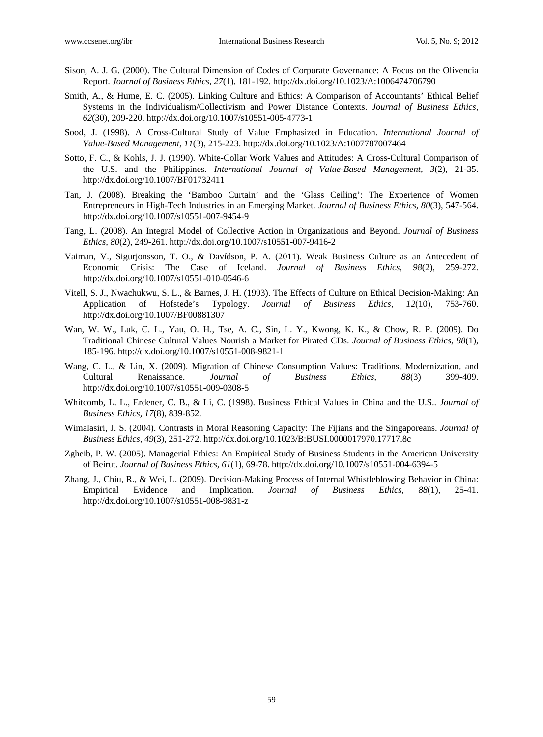Sison, A. J. G. (2000). The Cultural Dimension of Codes of Corporate Governance: A Focus on the Olivencia Report. *Journal of Business Ethics, 27*(1), 181-192. http://dx.doi.org/10.1023/A:1006474706790

Smith, A., & Hume, E. C. (2005). Linking Culture and Ethics: A Comparison of Accountants' Ethical Belief Systems in the Individualism/Collectivism and Power Distance Contexts. *Journal of Business Ethics, 62*(30), 209-220. http://dx.doi.org/10.1007/s10551-005-4773-1

Sood, J. (1998). A Cross-Cultural Study of Value Emphasized in Education. *International Journal of Value-Based Management, 11*(3), 215-223. http://dx.doi.org/10.1023/A:1007787007464

Sotto, F. C., & Kohls, J. J. (1990). White-Collar Work Values and Attitudes: A Cross-Cultural Comparison of the U.S. and the Philippines. *International Journal of Value-Based Management, 3*(2), 21-35. http://dx.doi.org/10.1007/BF01732411

Tan, J. (2008). Breaking the 'Bamboo Curtain' and the 'Glass Ceiling': The Experience of Women Entrepreneurs in High-Tech Industries in an Emerging Market. *Journal of Business Ethics, 80*(3), 547-564. http://dx.doi.org/10.1007/s10551-007-9454-9

Tang, L. (2008). An Integral Model of Collective Action in Organizations and Beyond. *Journal of Business Ethics, 80*(2), 249-261. http://dx.doi.org/10.1007/s10551-007-9416-2

Vaiman, V., Sigurjonsson, T. O., & Davídson, P. A. (2011). Weak Business Culture as an Antecedent of Economic Crisis: The Case of Iceland. *Journal of Business Ethics, 98*(2), 259-272. http://dx.doi.org/10.1007/s10551-010-0546-6

Vitell, S. J., Nwachukwu, S. L., & Barnes, J. H. (1993). The Effects of Culture on Ethical Decision-Making: An Application of Hofstede's Typology. *Journal of Business Ethics, 12*(10), 753-760. http://dx.doi.org/10.1007/BF00881307

Wan, W. W., Luk, C. L., Yau, O. H., Tse, A. C., Sin, L. Y., Kwong, K. K., & Chow, R. P. (2009). Do Traditional Chinese Cultural Values Nourish a Market for Pirated CDs. *Journal of Business Ethics, 88*(1), 185-196. http://dx.doi.org/10.1007/s10551-008-9821-1

Wang, C. L., & Lin, X. (2009). Migration of Chinese Consumption Values: Traditions, Modernization, and Cultural Renaissance. *Journal of Business Ethics, 88*(3) 399-409. http://dx.doi.org/10.1007/s10551-009-0308-5

Whitcomb, L. L., Erdener, C. B., & Li, C. (1998). Business Ethical Values in China and the U.S.. *Journal of Business Ethics, 17*(8), 839-852.

Wimalasiri, J. S. (2004). Contrasts in Moral Reasoning Capacity: The Fijians and the Singaporeans. *Journal of Business Ethics, 49*(3), 251-272. http://dx.doi.org/10.1023/B:BUSI.0000017970.17717.8c

Zgheib, P. W. (2005). Managerial Ethics: An Empirical Study of Business Students in the American University of Beirut. *Journal of Business Ethics, 61*(1), 69-78. http://dx.doi.org/10.1007/s10551-004-6394-5

Zhang, J., Chiu, R., & Wei, L. (2009). Decision-Making Process of Internal Whistleblowing Behavior in China: Empirical Evidence and Implication. *Journal of Business Ethics, 88*(1), 25-41. http://dx.doi.org/10.1007/s10551-008-9831-z